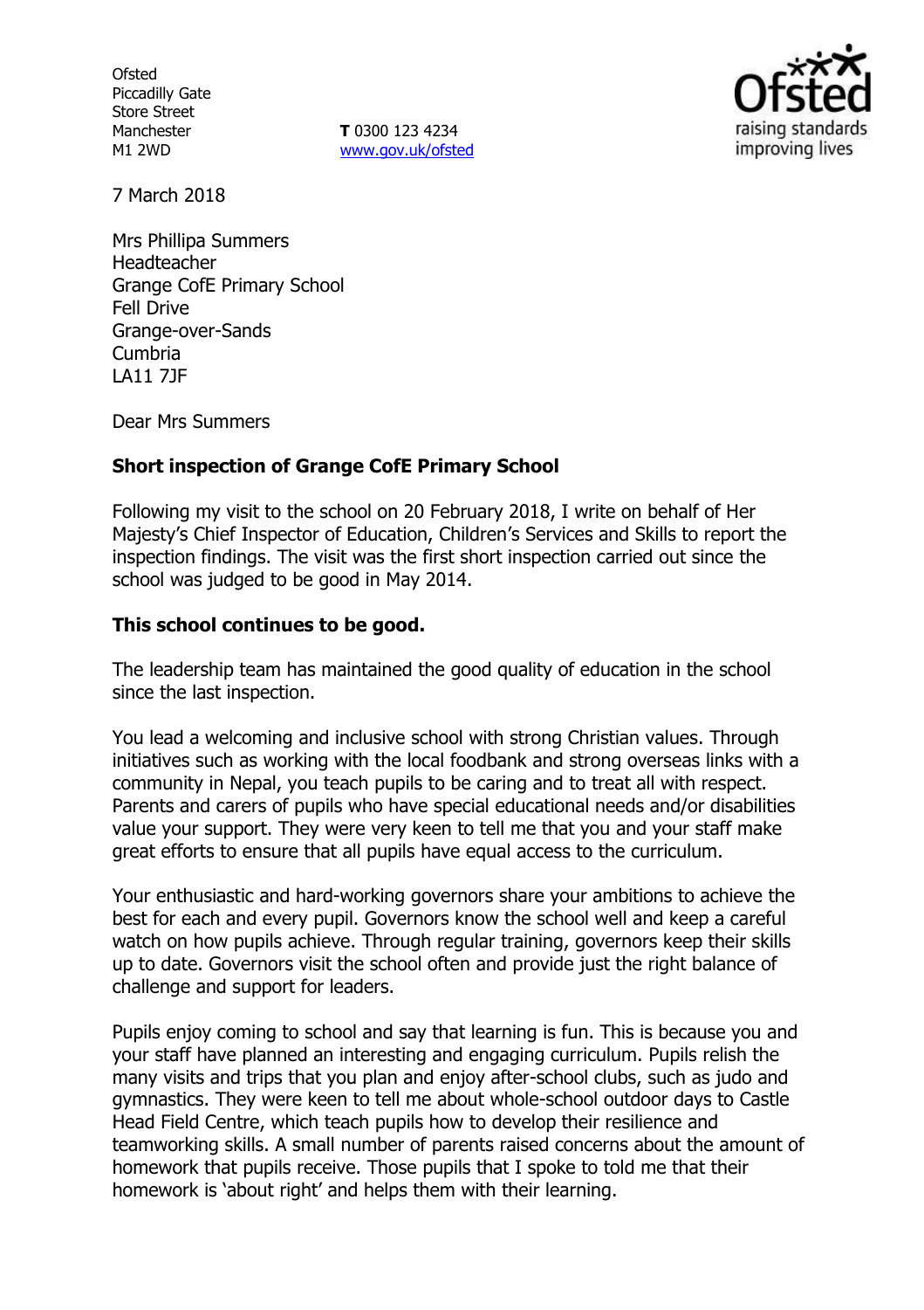Ofsted
Piccadilly Gate
Store Street
Manchester
M1 2WD

**T** 0300 123 4234
www.gov.uk/ofsted

7 March 2018

Mrs Phillipa Summers
Headteacher
Grange CofE Primary School
Fell Drive
Grange-over-Sands
Cumbria
LA11 7JF

Dear Mrs Summers

**Short inspection of Grange CofE Primary School**

Following my visit to the school on 20 February 2018, I write on behalf of Her Majesty's Chief Inspector of Education, Children's Services and Skills to report the inspection findings. The visit was the first short inspection carried out since the school was judged to be good in May 2014.

**This school continues to be good.**

The leadership team has maintained the good quality of education in the school since the last inspection.

You lead a welcoming and inclusive school with strong Christian values. Through initiatives such as working with the local foodbank and strong overseas links with a community in Nepal, you teach pupils to be caring and to treat all with respect. Parents and carers of pupils who have special educational needs and/or disabilities value your support. They were very keen to tell me that you and your staff make great efforts to ensure that all pupils have equal access to the curriculum.

Your enthusiastic and hard-working governors share your ambitions to achieve the best for each and every pupil. Governors know the school well and keep a careful watch on how pupils achieve. Through regular training, governors keep their skills up to date. Governors visit the school often and provide just the right balance of challenge and support for leaders.

Pupils enjoy coming to school and say that learning is fun. This is because you and your staff have planned an interesting and engaging curriculum. Pupils relish the many visits and trips that you plan and enjoy after-school clubs, such as judo and gymnastics. They were keen to tell me about whole-school outdoor days to Castle Head Field Centre, which teach pupils how to develop their resilience and teamworking skills. A small number of parents raised concerns about the amount of homework that pupils receive. Those pupils that I spoke to told me that their homework is 'about right' and helps them with their learning.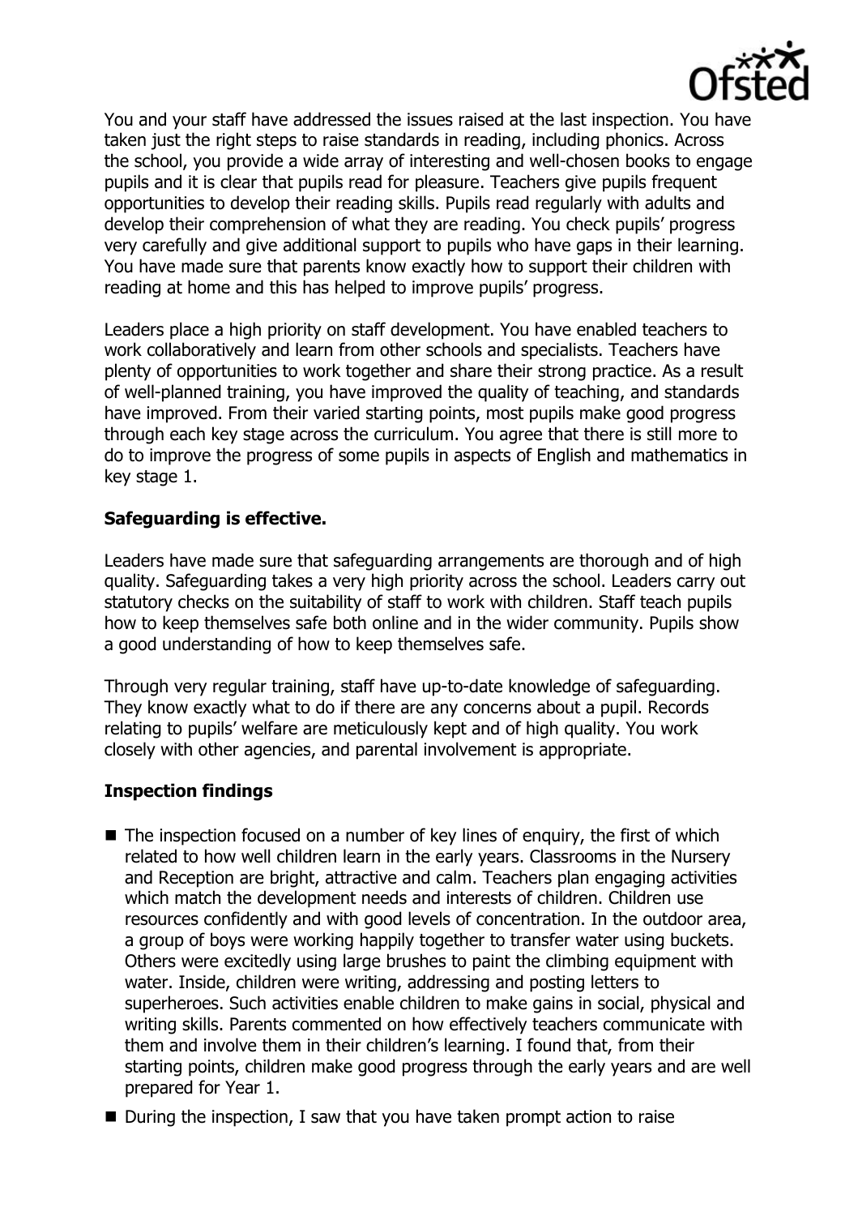You and your staff have addressed the issues raised at the last inspection. You have taken just the right steps to raise standards in reading, including phonics. Across the school, you provide a wide array of interesting and well-chosen books to engage pupils and it is clear that pupils read for pleasure. Teachers give pupils frequent opportunities to develop their reading skills. Pupils read regularly with adults and develop their comprehension of what they are reading. You check pupils' progress very carefully and give additional support to pupils who have gaps in their learning. You have made sure that parents know exactly how to support their children with reading at home and this has helped to improve pupils' progress.

Leaders place a high priority on staff development. You have enabled teachers to work collaboratively and learn from other schools and specialists. Teachers have plenty of opportunities to work together and share their strong practice. As a result of well-planned training, you have improved the quality of teaching, and standards have improved. From their varied starting points, most pupils make good progress through each key stage across the curriculum. You agree that there is still more to do to improve the progress of some pupils in aspects of English and mathematics in key stage 1.

**Safeguarding is effective.**

Leaders have made sure that safeguarding arrangements are thorough and of high quality. Safeguarding takes a very high priority across the school. Leaders carry out statutory checks on the suitability of staff to work with children. Staff teach pupils how to keep themselves safe both online and in the wider community. Pupils show a good understanding of how to keep themselves safe.

Through very regular training, staff have up-to-date knowledge of safeguarding. They know exactly what to do if there are any concerns about a pupil. Records relating to pupils' welfare are meticulously kept and of high quality. You work closely with other agencies, and parental involvement is appropriate.

**Inspection findings**

- The inspection focused on a number of key lines of enquiry, the first of which related to how well children learn in the early years. Classrooms in the Nursery and Reception are bright, attractive and calm. Teachers plan engaging activities which match the development needs and interests of children. Children use resources confidently and with good levels of concentration. In the outdoor area, a group of boys were working happily together to transfer water using buckets. Others were excitedly using large brushes to paint the climbing equipment with water. Inside, children were writing, addressing and posting letters to superheroes. Such activities enable children to make gains in social, physical and writing skills. Parents commented on how effectively teachers communicate with them and involve them in their children's learning. I found that, from their starting points, children make good progress through the early years and are well prepared for Year 1.
- During the inspection, I saw that you have taken prompt action to raise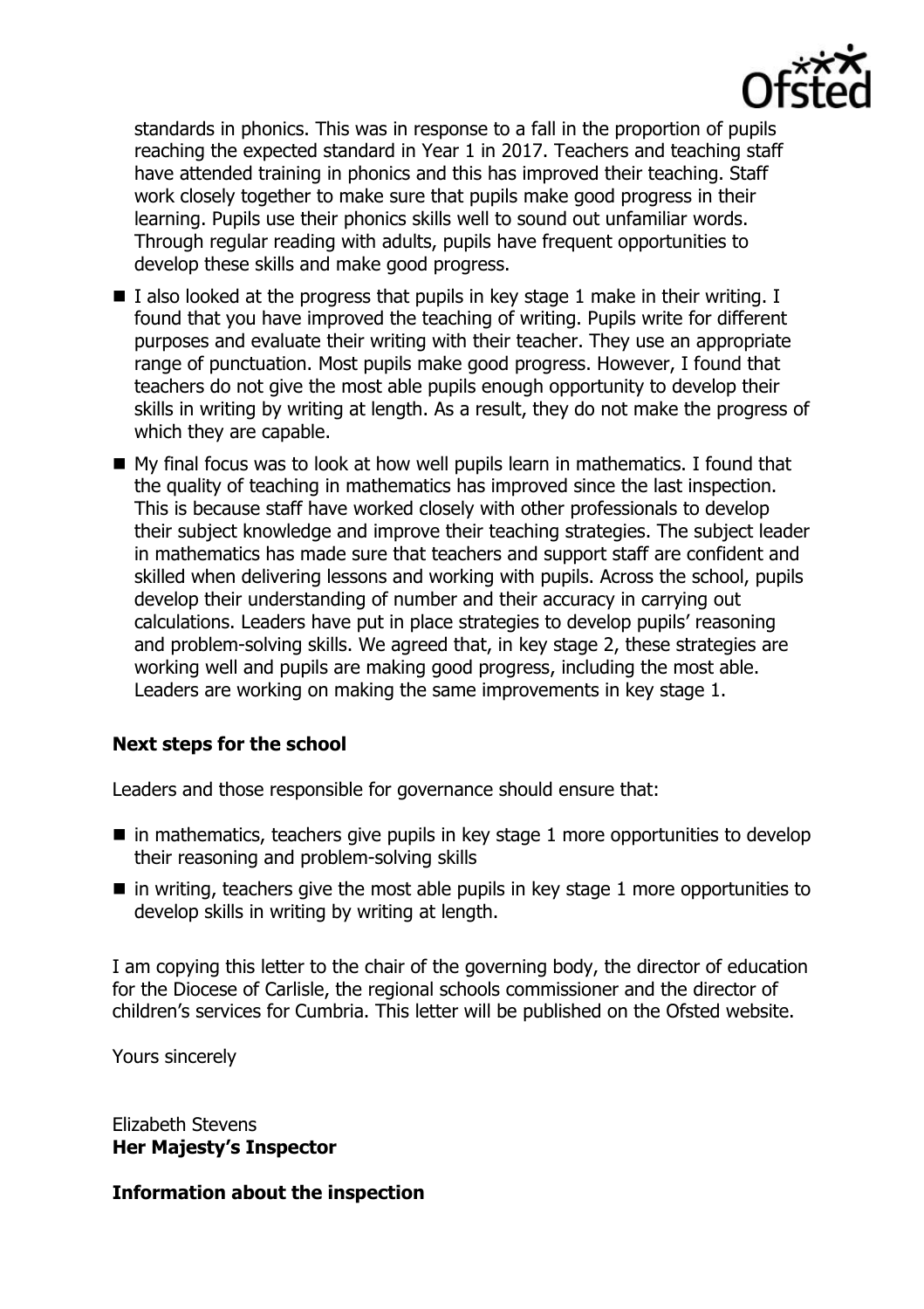standards in phonics. This was in response to a fall in the proportion of pupils reaching the expected standard in Year 1 in 2017. Teachers and teaching staff have attended training in phonics and this has improved their teaching. Staff work closely together to make sure that pupils make good progress in their learning. Pupils use their phonics skills well to sound out unfamiliar words. Through regular reading with adults, pupils have frequent opportunities to develop these skills and make good progress.

- I also looked at the progress that pupils in key stage 1 make in their writing. I found that you have improved the teaching of writing. Pupils write for different purposes and evaluate their writing with their teacher. They use an appropriate range of punctuation. Most pupils make good progress. However, I found that teachers do not give the most able pupils enough opportunity to develop their skills in writing by writing at length. As a result, they do not make the progress of which they are capable.
- My final focus was to look at how well pupils learn in mathematics. I found that the quality of teaching in mathematics has improved since the last inspection. This is because staff have worked closely with other professionals to develop their subject knowledge and improve their teaching strategies. The subject leader in mathematics has made sure that teachers and support staff are confident and skilled when delivering lessons and working with pupils. Across the school, pupils develop their understanding of number and their accuracy in carrying out calculations. Leaders have put in place strategies to develop pupils' reasoning and problem-solving skills. We agreed that, in key stage 2, these strategies are working well and pupils are making good progress, including the most able. Leaders are working on making the same improvements in key stage 1.

## Next steps for the school

Leaders and those responsible for governance should ensure that:

- in mathematics, teachers give pupils in key stage 1 more opportunities to develop their reasoning and problem-solving skills
- in writing, teachers give the most able pupils in key stage 1 more opportunities to develop skills in writing by writing at length.

I am copying this letter to the chair of the governing body, the director of education for the Diocese of Carlisle, the regional schools commissioner and the director of children's services for Cumbria. This letter will be published on the Ofsted website.

Yours sincerely

Elizabeth Stevens
**Her Majesty's Inspector**

## Information about the inspection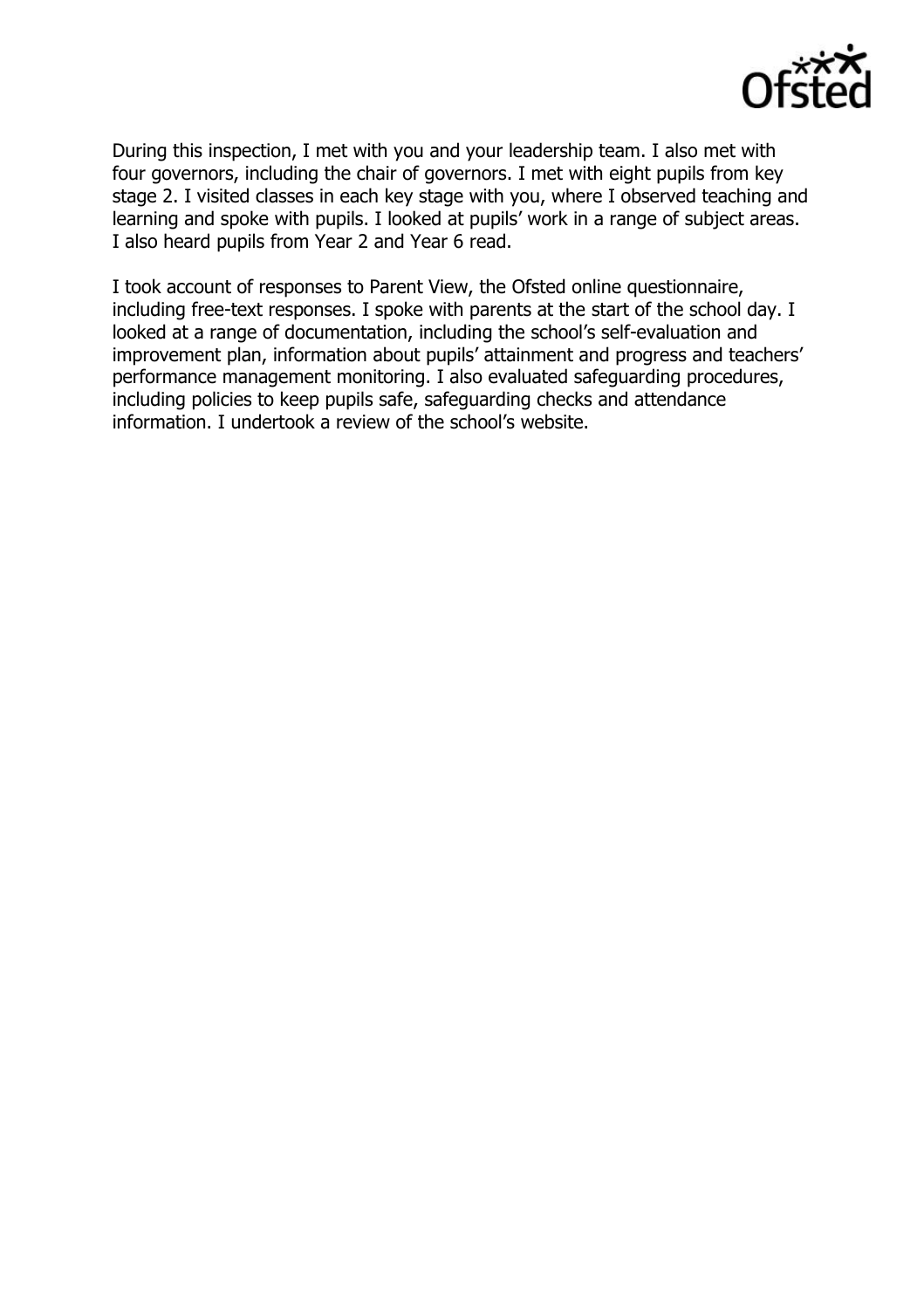During this inspection, I met with you and your leadership team. I also met with four governors, including the chair of governors. I met with eight pupils from key stage 2. I visited classes in each key stage with you, where I observed teaching and learning and spoke with pupils. I looked at pupils' work in a range of subject areas. I also heard pupils from Year 2 and Year 6 read.

I took account of responses to Parent View, the Ofsted online questionnaire, including free-text responses. I spoke with parents at the start of the school day. I looked at a range of documentation, including the school's self-evaluation and improvement plan, information about pupils' attainment and progress and teachers' performance management monitoring. I also evaluated safeguarding procedures, including policies to keep pupils safe, safeguarding checks and attendance information. I undertook a review of the school's website.